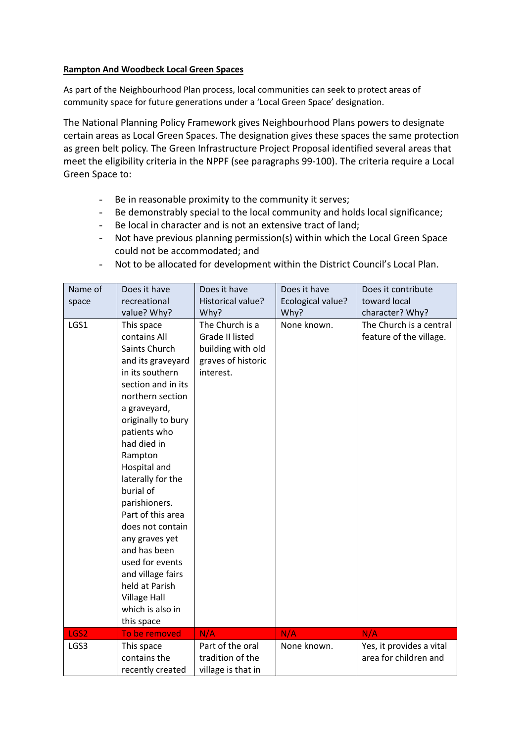**Rampton And Woodbeck Local Green Spaces**

As part of the Neighbourhood Plan process, local communities can seek to protect areas of community space for future generations under a 'Local Green Space' designation.

The National Planning Policy Framework gives Neighbourhood Plans powers to designate certain areas as Local Green Spaces. The designation gives these spaces the same protection as green belt policy. The Green Infrastructure Project Proposal identified several areas that meet the eligibility criteria in the NPPF (see paragraphs 99-100). The criteria require a Local Green Space to:

- Be in reasonable proximity to the community it serves;
- Be demonstrably special to the local community and holds local significance;
- Be local in character and is not an extensive tract of land;
- Not have previous planning permission(s) within which the Local Green Space could not be accommodated; and
- Not to be allocated for development within the District Council's Local Plan.

| Name of space | Does it have recreational value? Why? | Does it have Historical value? Why? | Does it have Ecological value? Why? | Does it contribute toward local character? Why? |
|---|---|---|---|---|
| LGS1 | This space contains All Saints Church and its graveyard in its southern section and in its northern section a graveyard, originally to bury patients who had died in Rampton Hospital and laterally for the burial of parishioners. Part of this area does not contain any graves yet and has been used for events and village fairs held at Parish Village Hall which is also in this space | The Church is a Grade II listed building with old graves of historic interest. | None known. | The Church is a central feature of the village. |
| LGS2 | To be removed | N/A | N/A | N/A |
| LGS3 | This space contains the recently created | Part of the oral tradition of the village is that in | None known. | Yes, it provides a vital area for children and |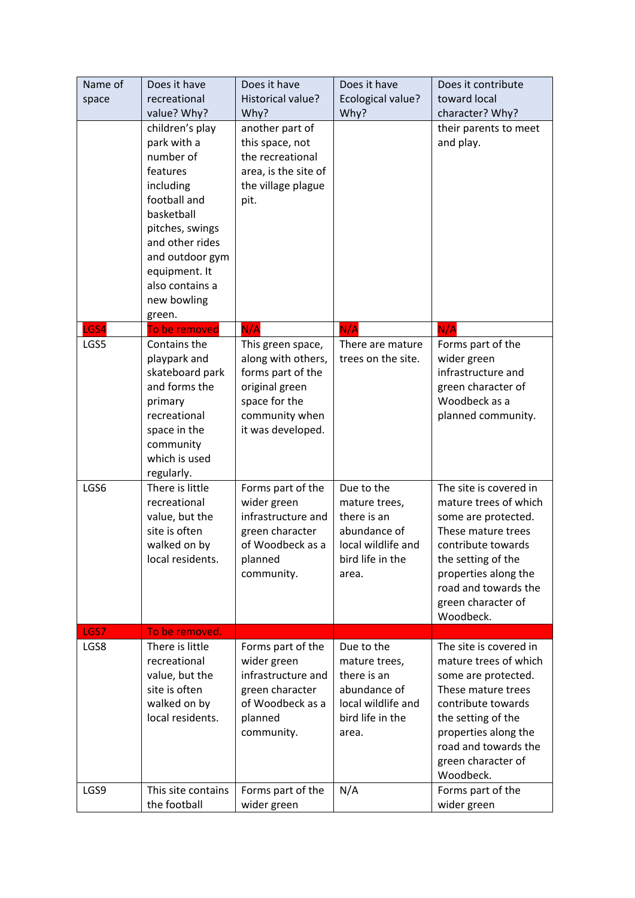| Name of space | Does it have recreational value? Why? | Does it have Historical value? Why? | Does it have Ecological value? Why? | Does it contribute toward local character? Why? |
|---|---|---|---|---|
| | children's play park with a number of features including football and basketball pitches, swings and other rides and outdoor gym equipment. It also contains a new bowling green. | another part of this space, not the recreational area, is the site of the village plague pit. | | their parents to meet and play. |
| LGS4 | To be removed | N/A | N/A | N/A |
| LGS5 | Contains the playpark and skateboard park and forms the primary recreational space in the community which is used regularly. | This green space, along with others, forms part of the original green space for the community when it was developed. | There are mature trees on the site. | Forms part of the wider green infrastructure and green character of Woodbeck as a planned community. |
| LGS6 | There is little recreational value, but the site is often walked on by local residents. | Forms part of the wider green infrastructure and green character of Woodbeck as a planned community. | Due to the mature trees, there is an abundance of local wildlife and bird life in the area. | The site is covered in mature trees of which some are protected. These mature trees contribute towards the setting of the properties along the road and towards the green character of Woodbeck. |
| LGS7 | To be removed. | | | |
| LGS8 | There is little recreational value, but the site is often walked on by local residents. | Forms part of the wider green infrastructure and green character of Woodbeck as a planned community. | Due to the mature trees, there is an abundance of local wildlife and bird life in the area. | The site is covered in mature trees of which some are protected. These mature trees contribute towards the setting of the properties along the road and towards the green character of Woodbeck. |
| LGS9 | This site contains the football | Forms part of the wider green | N/A | Forms part of the wider green |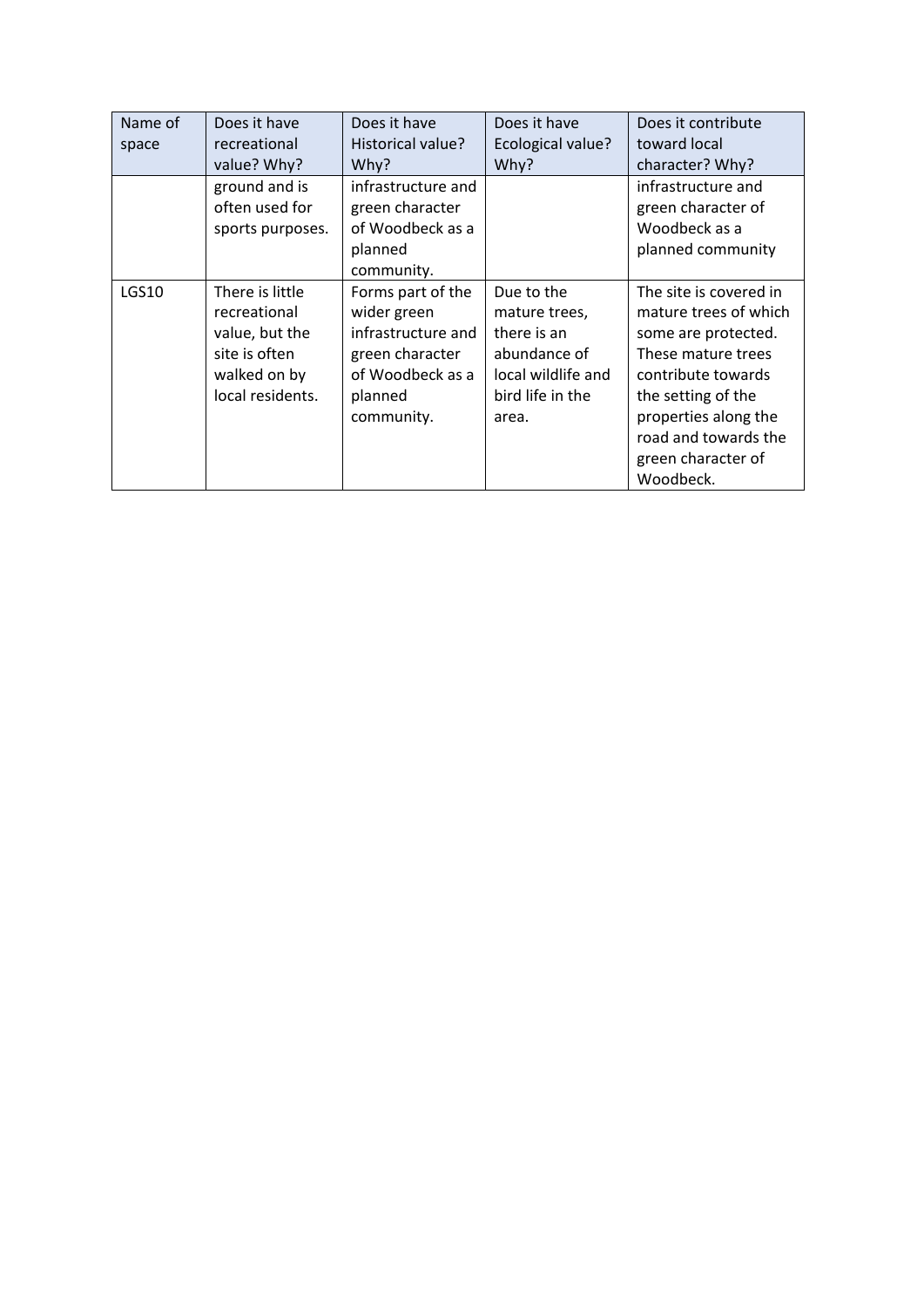| Name of space | Does it have recreational value? Why? | Does it have Historical value? Why? | Does it have Ecological value? Why? | Does it contribute toward local character? Why? |
|---|---|---|---|---|
| | ground and is often used for sports purposes. | infrastructure and green character of Woodbeck as a planned community. | | infrastructure and green character of Woodbeck as a planned community |
| LGS10 | There is little recreational value, but the site is often walked on by local residents. | Forms part of the wider green infrastructure and green character of Woodbeck as a planned community. | Due to the mature trees, there is an abundance of local wildlife and bird life in the area. | The site is covered in mature trees of which some are protected. These mature trees contribute towards the setting of the properties along the road and towards the green character of Woodbeck. |